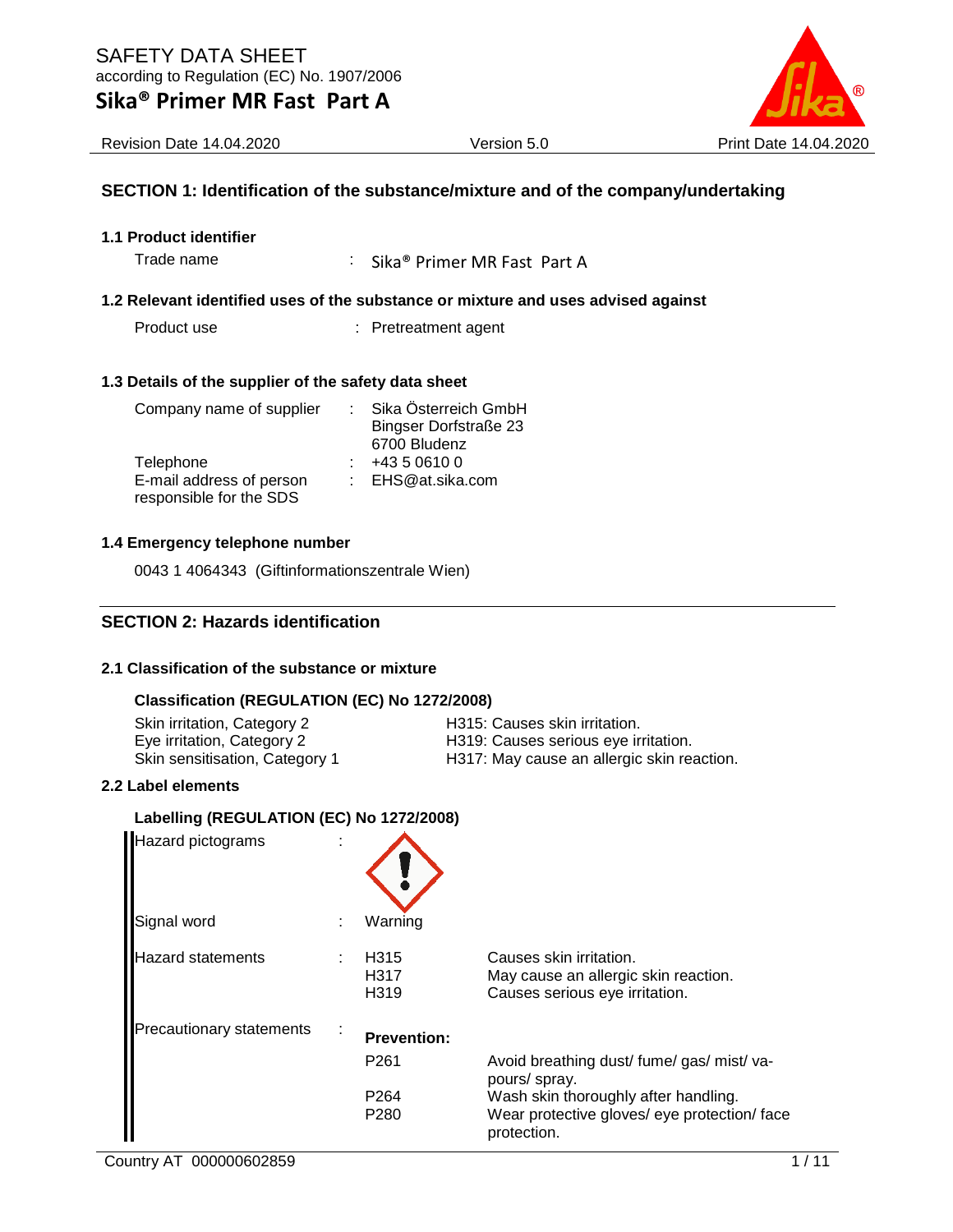# SAFETY DATA SHEET

according to Regulation (EC) No. 1907/2006

## Sika® Primer MR Fast Part A

Revision Date 14.04.2020 | Version 5.0 | Print Date 14.04.2020

## SECTION 1: Identification of the substance/mixture and of the company/undertaking

### 1.1 Product identifier

Trade name : Sika® Primer MR Fast Part A

### 1.2 Relevant identified uses of the substance or mixture and uses advised against

Product use : Pretreatment agent

### 1.3 Details of the supplier of the safety data sheet

| | | |
|---|---|---|
| Company name of supplier | : | Sika Österreich GmbH<br>Bingser Dorfstraße 23<br>6700 Bludenz |
| Telephone | : | +43 5 0610 0 |
| E-mail address of person responsible for the SDS | : | EHS@at.sika.com |

### 1.4 Emergency telephone number

0043 1 4064343 (Giftinformationszentrale Wien)

## SECTION 2: Hazards identification

### 2.1 Classification of the substance or mixture

**Classification (REGULATION (EC) No 1272/2008)**

| | |
|---|---|
| Skin irritation, Category 2 | H315: Causes skin irritation. |
| Eye irritation, Category 2 | H319: Causes serious eye irritation. |
| Skin sensitisation, Category 1 | H317: May cause an allergic skin reaction. |

### 2.2 Label elements

**Labelling (REGULATION (EC) No 1272/2008)**

Hazard pictograms :

Signal word : Warning

Hazard statements :

| | |
|---|---|
| H315 | Causes skin irritation. |
| H317 | May cause an allergic skin reaction. |
| H319 | Causes serious eye irritation. |

Precautionary statements :

**Prevention:**

| | |
|---|---|
| P261 | Avoid breathing dust/ fume/ gas/ mist/ vapours/ spray. |
| P264 | Wash skin thoroughly after handling. |
| P280 | Wear protective gloves/ eye protection/ face protection. |

Country AT 000000602859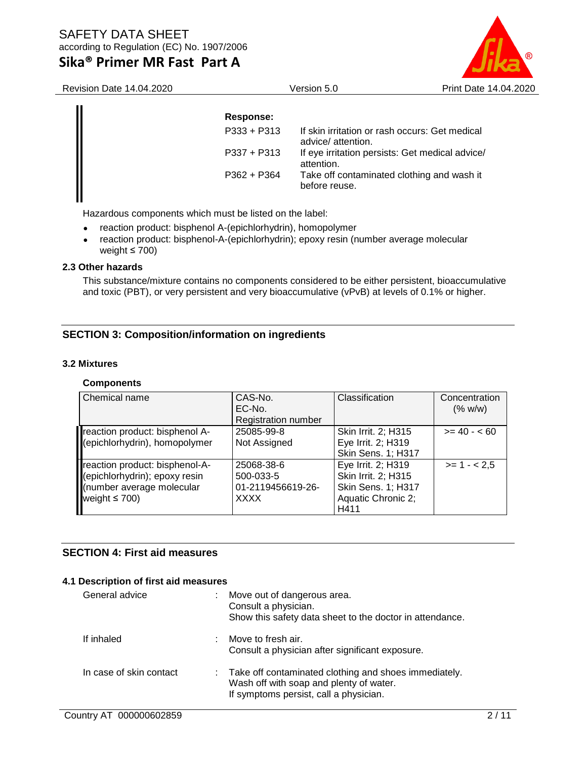**Response:**

| | |
|---|---|
| P333 + P313 | If skin irritation or rash occurs: Get medical advice/ attention. |
| P337 + P313 | If eye irritation persists: Get medical advice/ attention. |
| P362 + P364 | Take off contaminated clothing and wash it before reuse. |

Hazardous components which must be listed on the label:

- reaction product: bisphenol A-(epichlorhydrin), homopolymer
- reaction product: bisphenol-A-(epichlorhydrin); epoxy resin (number average molecular weight ≤ 700)

### 2.3 Other hazards

This substance/mixture contains no components considered to be either persistent, bioaccumulative and toxic (PBT), or very persistent and very bioaccumulative (vPvB) at levels of 0.1% or higher.

## SECTION 3: Composition/information on ingredients

### 3.2 Mixtures

**Components**

| Chemical name | CAS-No.<br>EC-No.<br>Registration number | Classification | Concentration (% w/w) |
|---|---|---|---|
| reaction product: bisphenol A-(epichlorhydrin), homopolymer | 25085-99-8<br>Not Assigned | Skin Irrit. 2; H315<br>Eye Irrit. 2; H319<br>Skin Sens. 1; H317 | >= 40 - < 60 |
| reaction product: bisphenol-A-(epichlorhydrin); epoxy resin (number average molecular weight ≤ 700) | 25068-38-6<br>500-033-5<br>01-2119456619-26-XXXX | Eye Irrit. 2; H319<br>Skin Irrit. 2; H315<br>Skin Sens. 1; H317<br>Aquatic Chronic 2; H411 | >= 1 - < 2,5 |

## SECTION 4: First aid measures

### 4.1 Description of first aid measures

General advice : Move out of dangerous area.
Consult a physician.
Show this safety data sheet to the doctor in attendance.

If inhaled : Move to fresh air.
Consult a physician after significant exposure.

In case of skin contact : Take off contaminated clothing and shoes immediately.
Wash off with soap and plenty of water.
If symptoms persist, call a physician.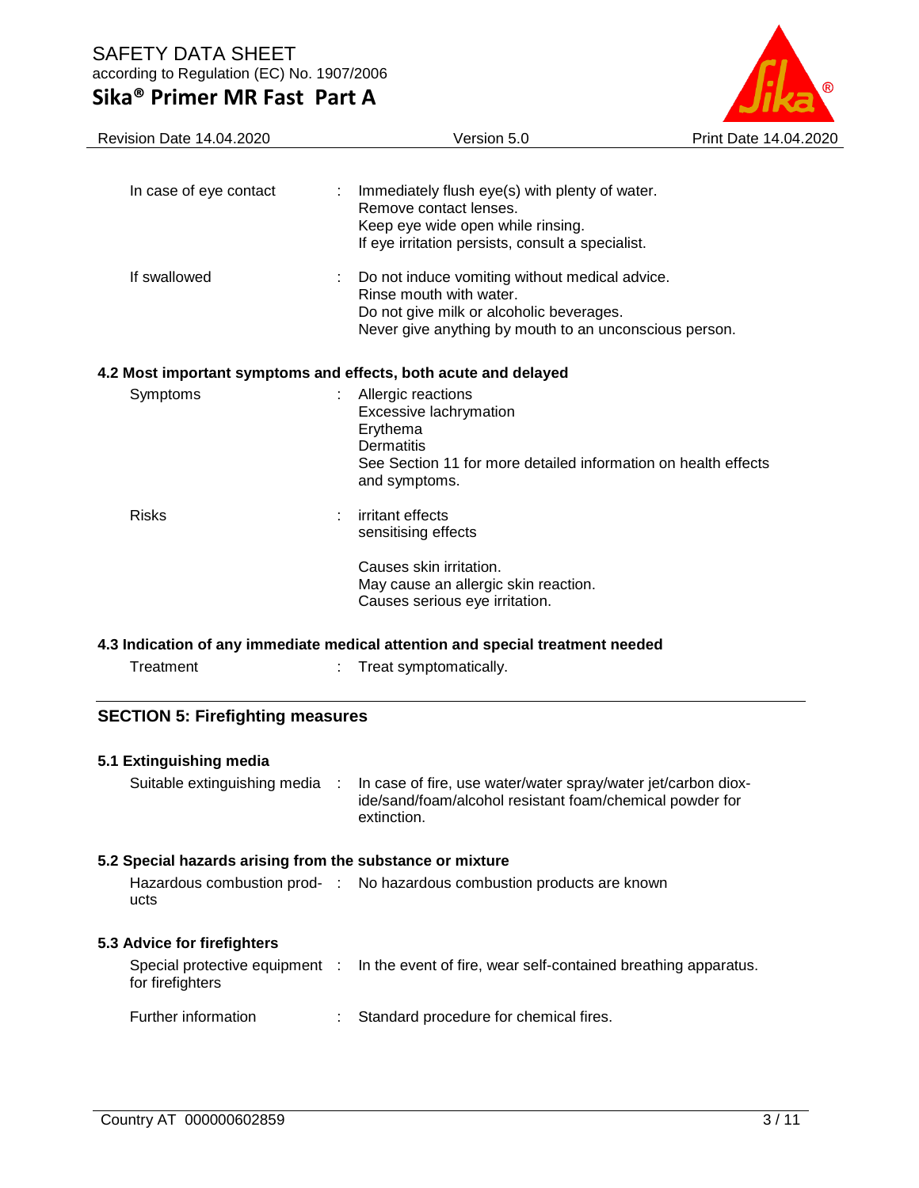| | | |
|---|---|---|
| In case of eye contact | : | Immediately flush eye(s) with plenty of water.<br>Remove contact lenses.<br>Keep eye wide open while rinsing.<br>If eye irritation persists, consult a specialist. |
| If swallowed | : | Do not induce vomiting without medical advice.<br>Rinse mouth with water.<br>Do not give milk or alcoholic beverages.<br>Never give anything by mouth to an unconscious person. |

### 4.2 Most important symptoms and effects, both acute and delayed

| | | |
|---|---|---|
| Symptoms | : | Allergic reactions<br>Excessive lachrymation<br>Erythema<br>Dermatitis<br>See Section 11 for more detailed information on health effects and symptoms. |
| Risks | : | irritant effects<br>sensitising effects<br><br>Causes skin irritation.<br>May cause an allergic skin reaction.<br>Causes serious eye irritation. |

### 4.3 Indication of any immediate medical attention and special treatment needed

| | | |
|---|---|---|
| Treatment | : | Treat symptomatically. |

## SECTION 5: Firefighting measures

### 5.1 Extinguishing media

| | | |
|---|---|---|
| Suitable extinguishing media | : | In case of fire, use water/water spray/water jet/carbon dioxide/sand/foam/alcohol resistant foam/chemical powder for extinction. |

### 5.2 Special hazards arising from the substance or mixture

| | | |
|---|---|---|
| Hazardous combustion products | : | No hazardous combustion products are known |

### 5.3 Advice for firefighters

| | | |
|---|---|---|
| Special protective equipment for firefighters | : | In the event of fire, wear self-contained breathing apparatus. |
| Further information | : | Standard procedure for chemical fires. |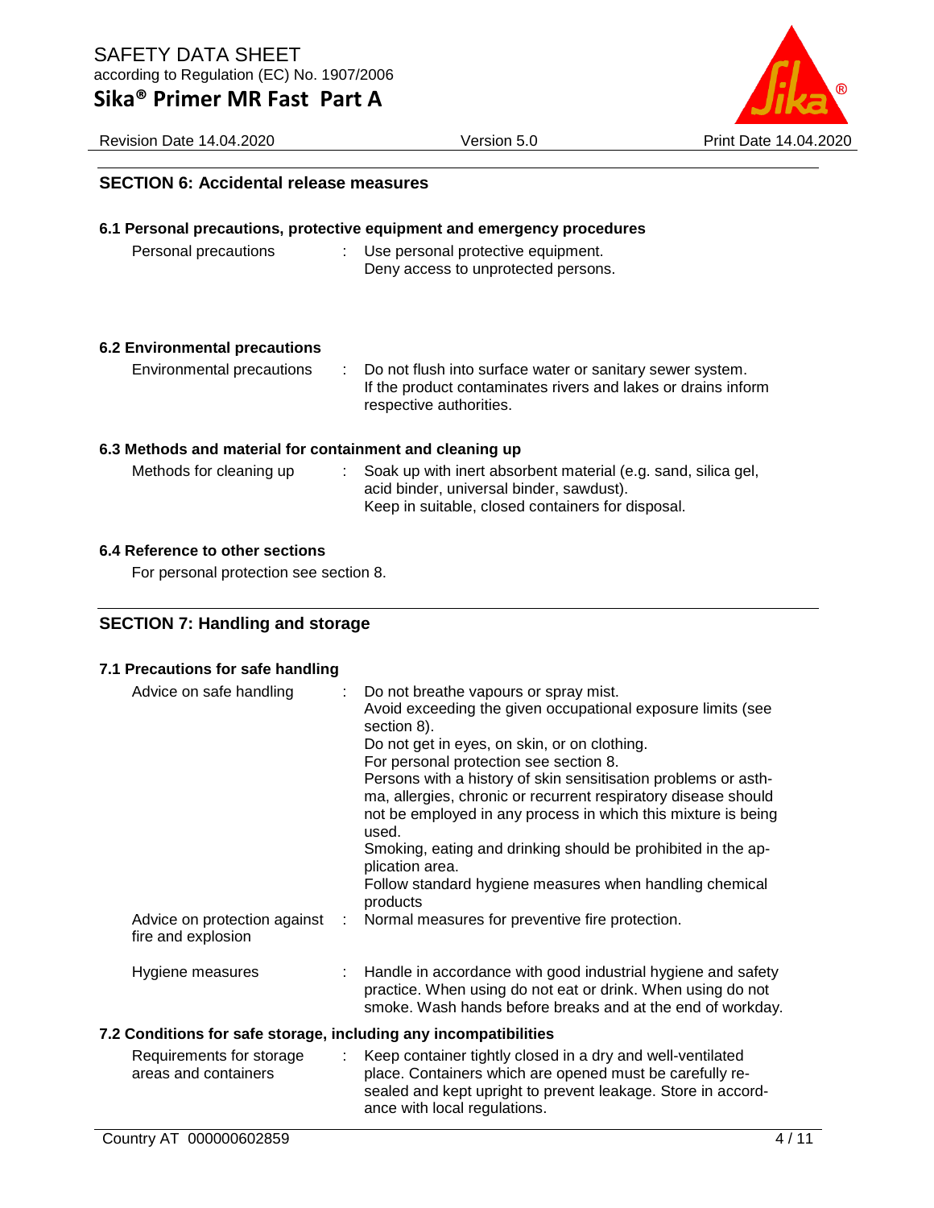## SECTION 6: Accidental release measures

### 6.1 Personal precautions, protective equipment and emergency procedures

| | |
|---|---|
| Personal precautions | : Use personal protective equipment.<br>Deny access to unprotected persons. |

### 6.2 Environmental precautions

| | |
|---|---|
| Environmental precautions | : Do not flush into surface water or sanitary sewer system.<br>If the product contaminates rivers and lakes or drains inform respective authorities. |

### 6.3 Methods and material for containment and cleaning up

| | |
|---|---|
| Methods for cleaning up | : Soak up with inert absorbent material (e.g. sand, silica gel, acid binder, universal binder, sawdust).<br>Keep in suitable, closed containers for disposal. |

### 6.4 Reference to other sections

For personal protection see section 8.

## SECTION 7: Handling and storage

### 7.1 Precautions for safe handling

| | |
|---|---|
| Advice on safe handling | : Do not breathe vapours or spray mist.<br>Avoid exceeding the given occupational exposure limits (see section 8).<br>Do not get in eyes, on skin, or on clothing.<br>For personal protection see section 8.<br>Persons with a history of skin sensitisation problems or asthma, allergies, chronic or recurrent respiratory disease should not be employed in any process in which this mixture is being used.<br>Smoking, eating and drinking should be prohibited in the application area.<br>Follow standard hygiene measures when handling chemical products |
| Advice on protection against fire and explosion | : Normal measures for preventive fire protection. |
| Hygiene measures | : Handle in accordance with good industrial hygiene and safety practice. When using do not eat or drink. When using do not smoke. Wash hands before breaks and at the end of workday. |

### 7.2 Conditions for safe storage, including any incompatibilities

| | |
|---|---|
| Requirements for storage areas and containers | : Keep container tightly closed in a dry and well-ventilated place. Containers which are opened must be carefully resealed and kept upright to prevent leakage. Store in accordance with local regulations. |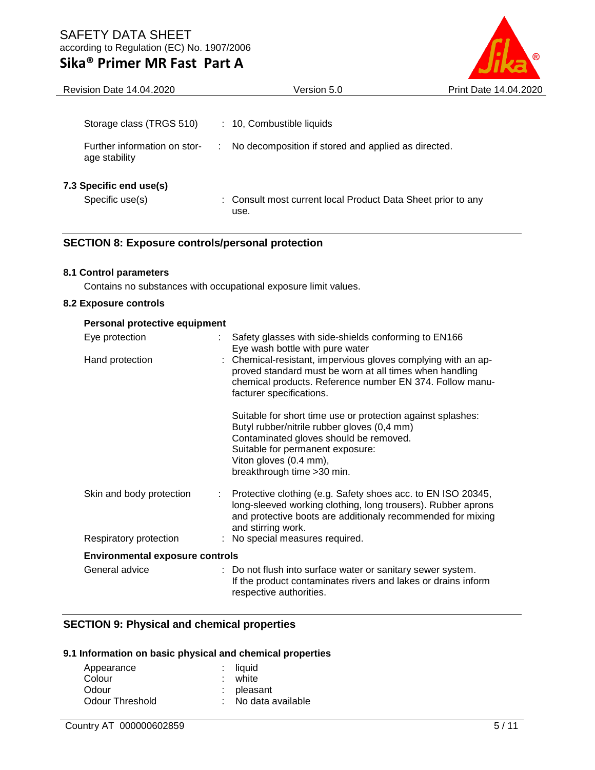| | | |
|---|---|---|
| Storage class (TRGS 510) | : | 10, Combustible liquids |
| Further information on storage stability | : | No decomposition if stored and applied as directed. |

### 7.3 Specific end use(s)

| | | |
|---|---|---|
| Specific use(s) | : | Consult most current local Product Data Sheet prior to any use. |

## SECTION 8: Exposure controls/personal protection

### 8.1 Control parameters

Contains no substances with occupational exposure limit values.

### 8.2 Exposure controls

**Personal protective equipment**

| | | |
|---|---|---|
| Eye protection | : | Safety glasses with side-shields conforming to EN166<br>Eye wash bottle with pure water |
| Hand protection | : | Chemical-resistant, impervious gloves complying with an approved standard must be worn at all times when handling chemical products. Reference number EN 374. Follow manufacturer specifications.<br><br>Suitable for short time use or protection against splashes:<br>Butyl rubber/nitrile rubber gloves (0,4 mm)<br>Contaminated gloves should be removed.<br>Suitable for permanent exposure:<br>Viton gloves (0.4 mm),<br>breakthrough time >30 min. |
| Skin and body protection | : | Protective clothing (e.g. Safety shoes acc. to EN ISO 20345, long-sleeved working clothing, long trousers). Rubber aprons and protective boots are additionaly recommended for mixing and stirring work. |
| Respiratory protection | : | No special measures required. |

**Environmental exposure controls**

| | | |
|---|---|---|
| General advice | : | Do not flush into surface water or sanitary sewer system.<br>If the product contaminates rivers and lakes or drains inform respective authorities. |

## SECTION 9: Physical and chemical properties

### 9.1 Information on basic physical and chemical properties

| | | |
|---|---|---|
| Appearance | : | liquid |
| Colour | : | white |
| Odour | : | pleasant |
| Odour Threshold | : | No data available |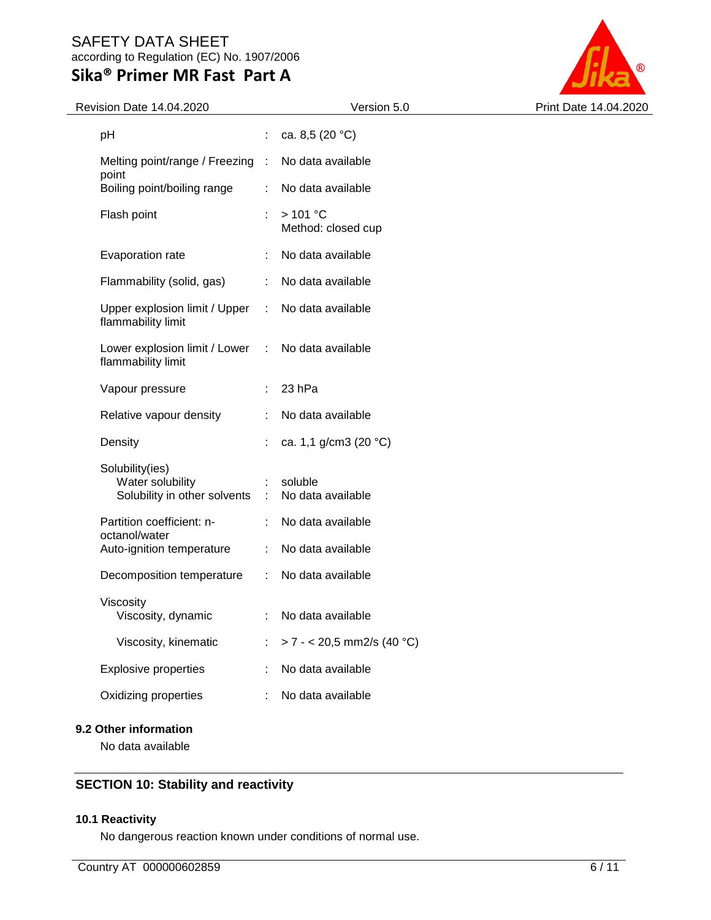| | | |
|---|---|---|
| pH | : | ca. 8,5 (20 °C) |
| Melting point/range / Freezing point | : | No data available |
| Boiling point/boiling range | : | No data available |
| Flash point | : | > 101 °C<br>Method: closed cup |
| Evaporation rate | : | No data available |
| Flammability (solid, gas) | : | No data available |
| Upper explosion limit / Upper flammability limit | : | No data available |
| Lower explosion limit / Lower flammability limit | : | No data available |
| Vapour pressure | : | 23 hPa |
| Relative vapour density | : | No data available |
| Density | : | ca. 1,1 g/cm3 (20 °C) |
| Solubility(ies)<br>Water solubility | : | soluble |
| Solubility in other solvents | : | No data available |
| Partition coefficient: n-octanol/water | : | No data available |
| Auto-ignition temperature | : | No data available |
| Decomposition temperature | : | No data available |
| Viscosity<br>Viscosity, dynamic | : | No data available |
| Viscosity, kinematic | : | > 7 - < 20,5 mm2/s (40 °C) |
| Explosive properties | : | No data available |
| Oxidizing properties | : | No data available |

### 9.2 Other information

No data available

## SECTION 10: Stability and reactivity

### 10.1 Reactivity

No dangerous reaction known under conditions of normal use.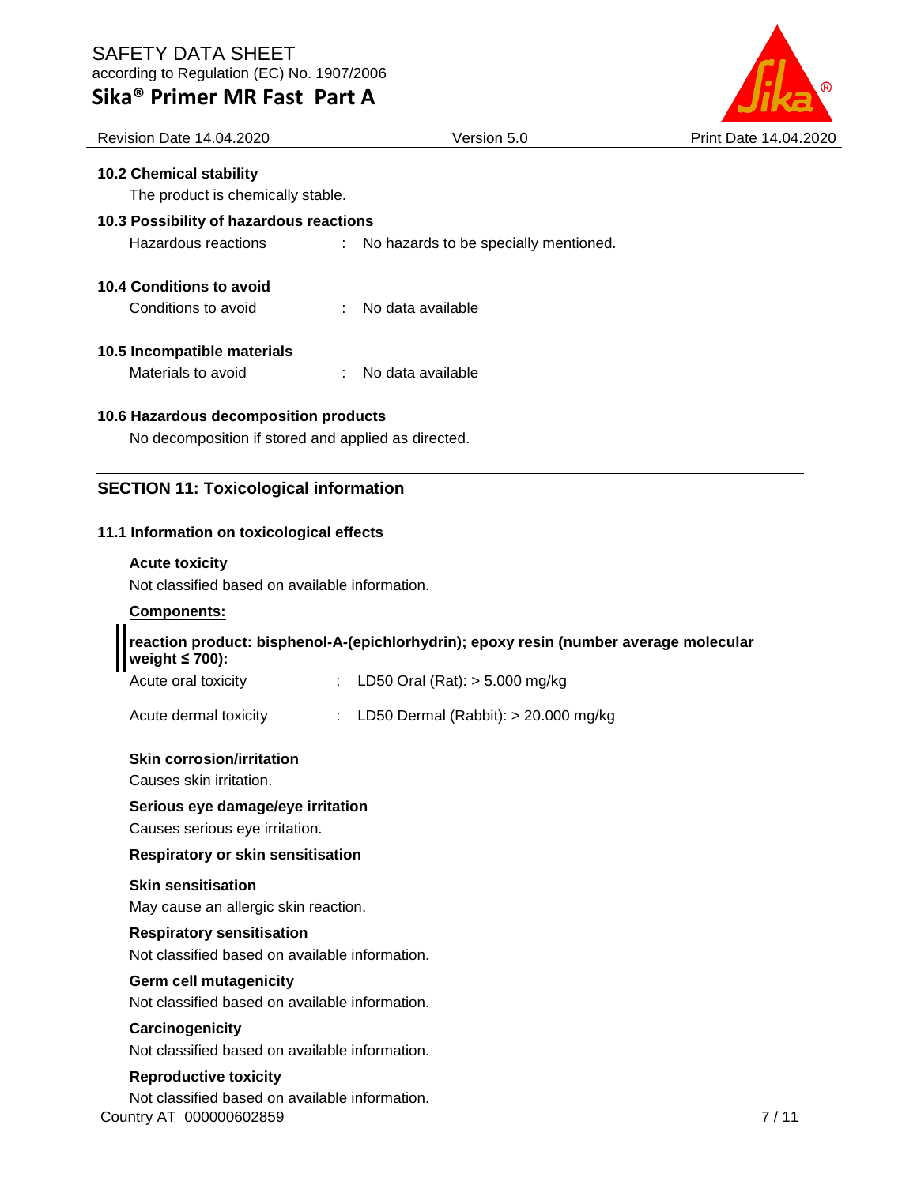### 10.2 Chemical stability

The product is chemically stable.

### 10.3 Possibility of hazardous reactions

Hazardous reactions : No hazards to be specially mentioned.

### 10.4 Conditions to avoid

Conditions to avoid : No data available

### 10.5 Incompatible materials

Materials to avoid : No data available

### 10.6 Hazardous decomposition products

No decomposition if stored and applied as directed.

## SECTION 11: Toxicological information

### 11.1 Information on toxicological effects

**Acute toxicity**

Not classified based on available information.

**Components:**

**reaction product: bisphenol-A-(epichlorhydrin); epoxy resin (number average molecular weight ≤ 700):**

Acute oral toxicity : LD50 Oral (Rat): > 5.000 mg/kg

Acute dermal toxicity : LD50 Dermal (Rabbit): > 20.000 mg/kg

**Skin corrosion/irritation**

Causes skin irritation.

**Serious eye damage/eye irritation**

Causes serious eye irritation.

**Respiratory or skin sensitisation**

**Skin sensitisation**

May cause an allergic skin reaction.

**Respiratory sensitisation**

Not classified based on available information.

**Germ cell mutagenicity**

Not classified based on available information.

**Carcinogenicity**

Not classified based on available information.

**Reproductive toxicity**

Not classified based on available information.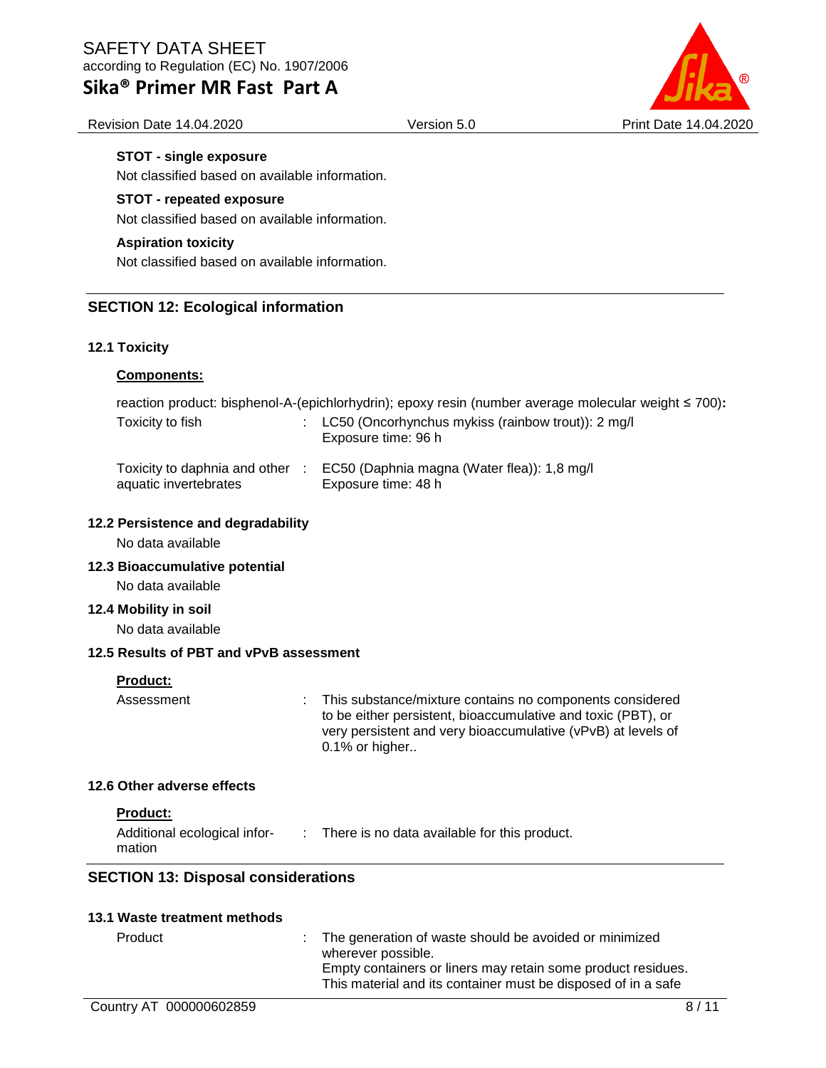**STOT - single exposure**

Not classified based on available information.

**STOT - repeated exposure**

Not classified based on available information.

**Aspiration toxicity**

Not classified based on available information.

## SECTION 12: Ecological information

### 12.1 Toxicity

**Components:**

reaction product: bisphenol-A-(epichlorhydrin); epoxy resin (number average molecular weight ≤ 700)**:**

| | | |
|---|---|---|
| Toxicity to fish | : | LC50 (Oncorhynchus mykiss (rainbow trout)): 2 mg/l<br>Exposure time: 96 h |
| Toxicity to daphnia and other aquatic invertebrates | : | EC50 (Daphnia magna (Water flea)): 1,8 mg/l<br>Exposure time: 48 h |

### 12.2 Persistence and degradability

No data available

### 12.3 Bioaccumulative potential

No data available

### 12.4 Mobility in soil

No data available

### 12.5 Results of PBT and vPvB assessment

**Product:**

| | | |
|---|---|---|
| Assessment | : | This substance/mixture contains no components considered to be either persistent, bioaccumulative and toxic (PBT), or very persistent and very bioaccumulative (vPvB) at levels of 0.1% or higher.. |

### 12.6 Other adverse effects

**Product:**

| | | |
|---|---|---|
| Additional ecological information | : | There is no data available for this product. |

## SECTION 13: Disposal considerations

### 13.1 Waste treatment methods

| | | |
|---|---|---|
| Product | : | The generation of waste should be avoided or minimized wherever possible.<br>Empty containers or liners may retain some product residues.<br>This material and its container must be disposed of in a safe |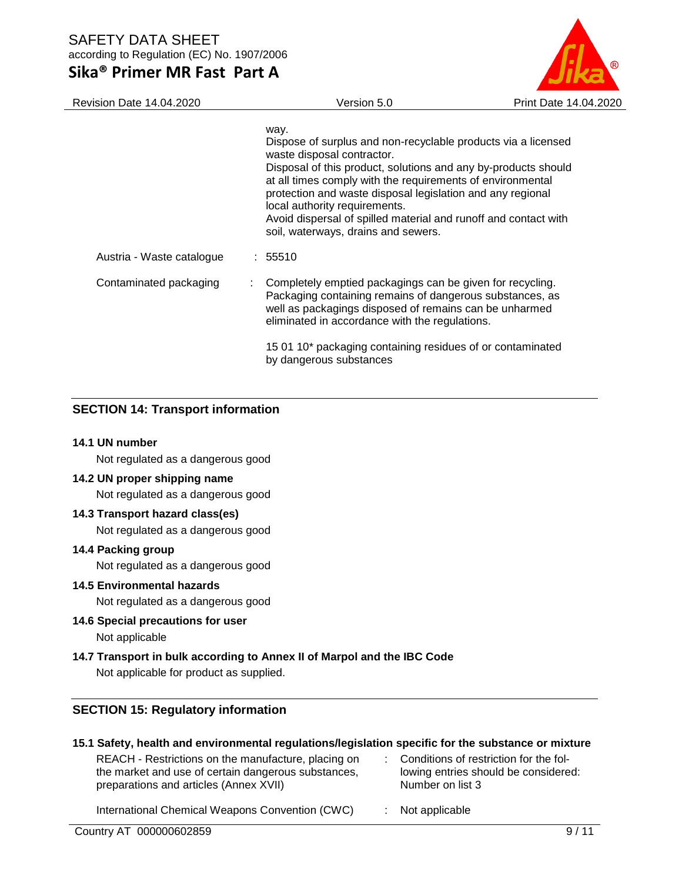way.
Dispose of surplus and non-recyclable products via a licensed waste disposal contractor.
Disposal of this product, solutions and any by-products should at all times comply with the requirements of environmental protection and waste disposal legislation and any regional local authority requirements.
Avoid dispersal of spilled material and runoff and contact with soil, waterways, drains and sewers.

| | | |
|---|---|---|
| Austria - Waste catalogue | : | 55510 |
| Contaminated packaging | : | Completely emptied packagings can be given for recycling. Packaging containing remains of dangerous substances, as well as packagings disposed of remains can be unharmed eliminated in accordance with the regulations.<br><br>15 01 10* packaging containing residues of or contaminated by dangerous substances |

## SECTION 14: Transport information

**14.1 UN number**

Not regulated as a dangerous good

**14.2 UN proper shipping name**

Not regulated as a dangerous good

**14.3 Transport hazard class(es)**

Not regulated as a dangerous good

**14.4 Packing group**

Not regulated as a dangerous good

**14.5 Environmental hazards**

Not regulated as a dangerous good

**14.6 Special precautions for user**

Not applicable

**14.7 Transport in bulk according to Annex II of Marpol and the IBC Code**

Not applicable for product as supplied.

## SECTION 15: Regulatory information

**15.1 Safety, health and environmental regulations/legislation specific for the substance or mixture**

| | | |
|---|---|---|
| REACH - Restrictions on the manufacture, placing on the market and use of certain dangerous substances, preparations and articles (Annex XVII) | : | Conditions of restriction for the following entries should be considered: Number on list 3 |
| International Chemical Weapons Convention (CWC) | : | Not applicable |

Country AT 000000602859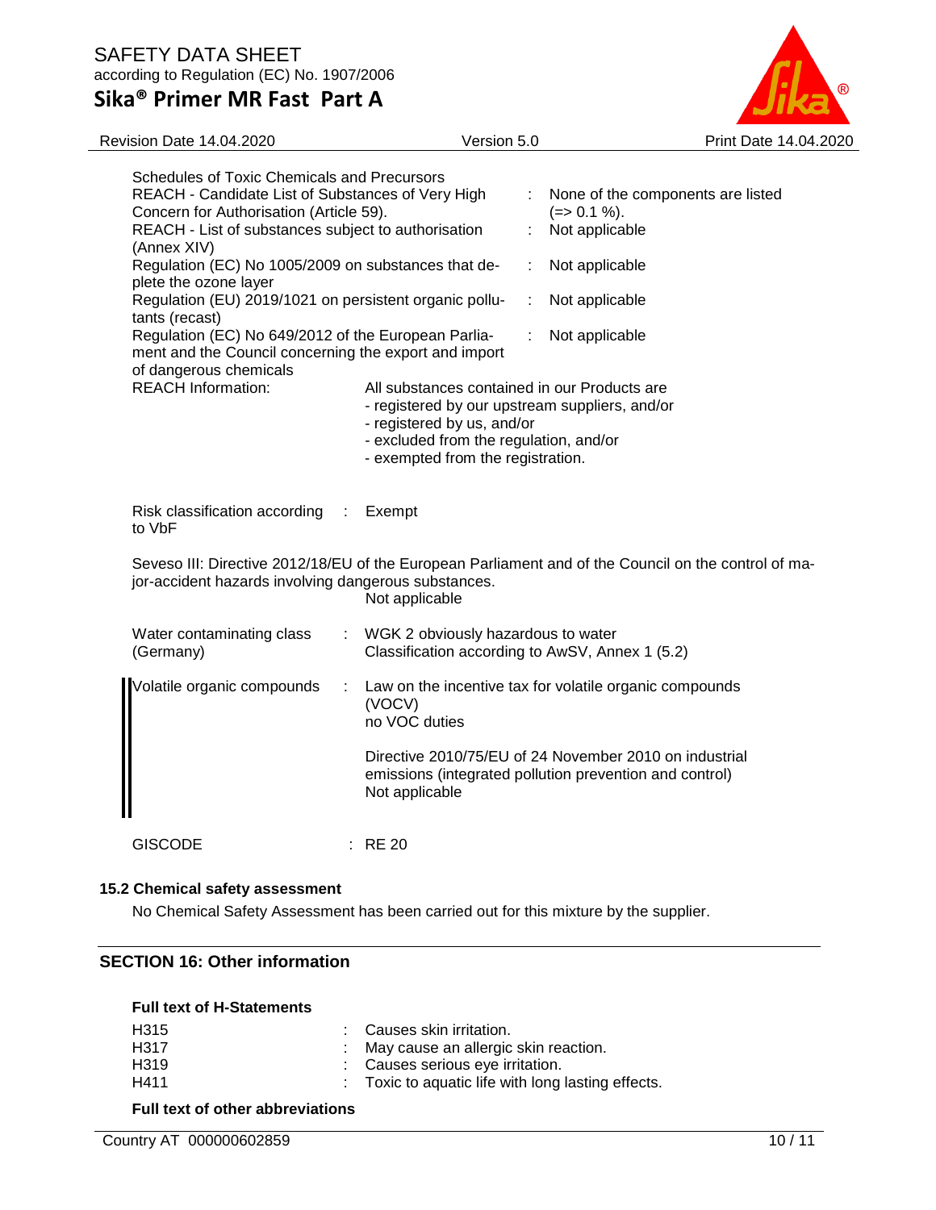Schedules of Toxic Chemicals and Precursors

| | | |
|---|---|---|
| REACH - Candidate List of Substances of Very High Concern for Authorisation (Article 59). | : | None of the components are listed (=> 0.1 %). |
| REACH - List of substances subject to authorisation (Annex XIV) | : | Not applicable |
| Regulation (EC) No 1005/2009 on substances that deplete the ozone layer | : | Not applicable |
| Regulation (EU) 2019/1021 on persistent organic pollutants (recast) | : | Not applicable |
| Regulation (EC) No 649/2012 of the European Parliament and the Council concerning the export and import of dangerous chemicals | : | Not applicable |

REACH Information: All substances contained in our Products are
- registered by our upstream suppliers, and/or
- registered by us, and/or
- excluded from the regulation, and/or
- exempted from the registration.

Risk classification according to VbF : Exempt

Seveso III: Directive 2012/18/EU of the European Parliament and of the Council on the control of major-accident hazards involving dangerous substances.
Not applicable

Water contaminating class (Germany) : WGK 2 obviously hazardous to water
Classification according to AwSV, Annex 1 (5.2)

Volatile organic compounds : Law on the incentive tax for volatile organic compounds (VOCV)
no VOC duties

Directive 2010/75/EU of 24 November 2010 on industrial emissions (integrated pollution prevention and control)
Not applicable

GISCODE : RE 20

### 15.2 Chemical safety assessment

No Chemical Safety Assessment has been carried out for this mixture by the supplier.

## SECTION 16: Other information

**Full text of H-Statements**

| | | |
|---|---|---|
| H315 | : | Causes skin irritation. |
| H317 | : | May cause an allergic skin reaction. |
| H319 | : | Causes serious eye irritation. |
| H411 | : | Toxic to aquatic life with long lasting effects. |

**Full text of other abbreviations**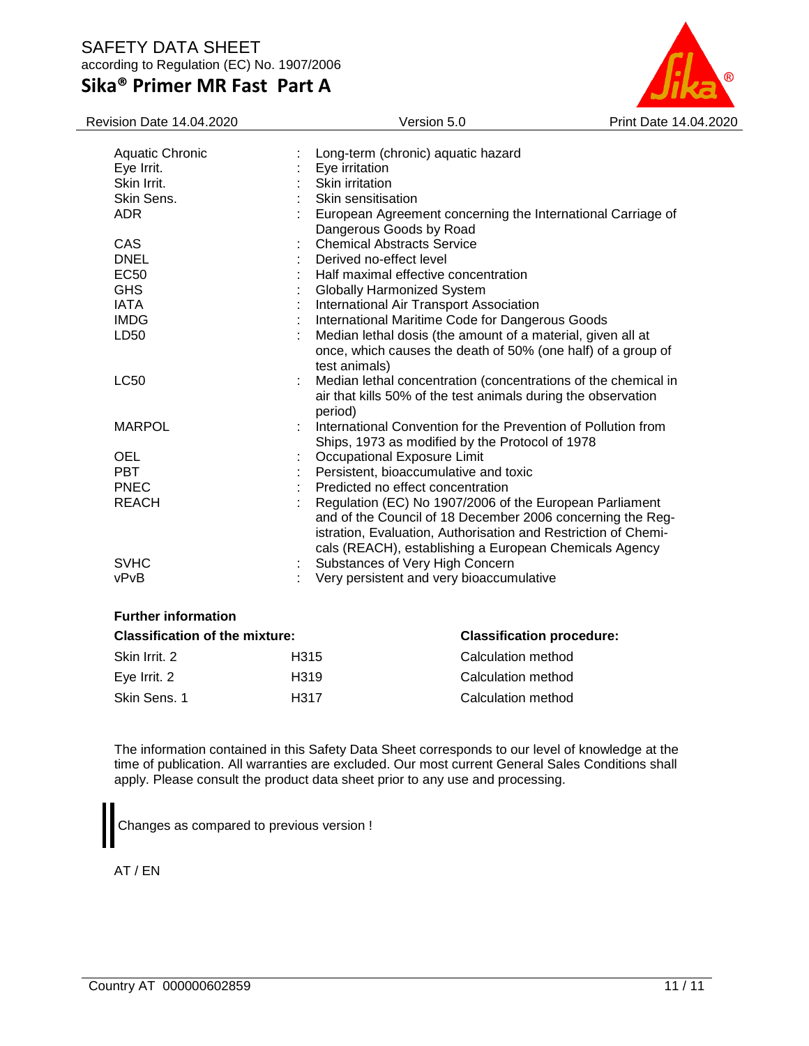| | | |
|---|---|---|
| Aquatic Chronic | : | Long-term (chronic) aquatic hazard |
| Eye Irrit. | : | Eye irritation |
| Skin Irrit. | : | Skin irritation |
| Skin Sens. | : | Skin sensitisation |
| ADR | : | European Agreement concerning the International Carriage of Dangerous Goods by Road |
| CAS | : | Chemical Abstracts Service |
| DNEL | : | Derived no-effect level |
| EC50 | : | Half maximal effective concentration |
| GHS | : | Globally Harmonized System |
| IATA | : | International Air Transport Association |
| IMDG | : | International Maritime Code for Dangerous Goods |
| LD50 | : | Median lethal dosis (the amount of a material, given all at once, which causes the death of 50% (one half) of a group of test animals) |
| LC50 | : | Median lethal concentration (concentrations of the chemical in air that kills 50% of the test animals during the observation period) |
| MARPOL | : | International Convention for the Prevention of Pollution from Ships, 1973 as modified by the Protocol of 1978 |
| OEL | : | Occupational Exposure Limit |
| PBT | : | Persistent, bioaccumulative and toxic |
| PNEC | : | Predicted no effect concentration |
| REACH | : | Regulation (EC) No 1907/2006 of the European Parliament and of the Council of 18 December 2006 concerning the Registration, Evaluation, Authorisation and Restriction of Chemicals (REACH), establishing a European Chemicals Agency |
| SVHC | : | Substances of Very High Concern |
| vPvB | : | Very persistent and very bioaccumulative |

**Further information**

| **Classification of the mixture:** | | **Classification procedure:** |
|---|---|---|
| Skin Irrit. 2 | H315 | Calculation method |
| Eye Irrit. 2 | H319 | Calculation method |
| Skin Sens. 1 | H317 | Calculation method |

The information contained in this Safety Data Sheet corresponds to our level of knowledge at the time of publication. All warranties are excluded. Our most current General Sales Conditions shall apply. Please consult the product data sheet prior to any use and processing.

Changes as compared to previous version !

AT / EN